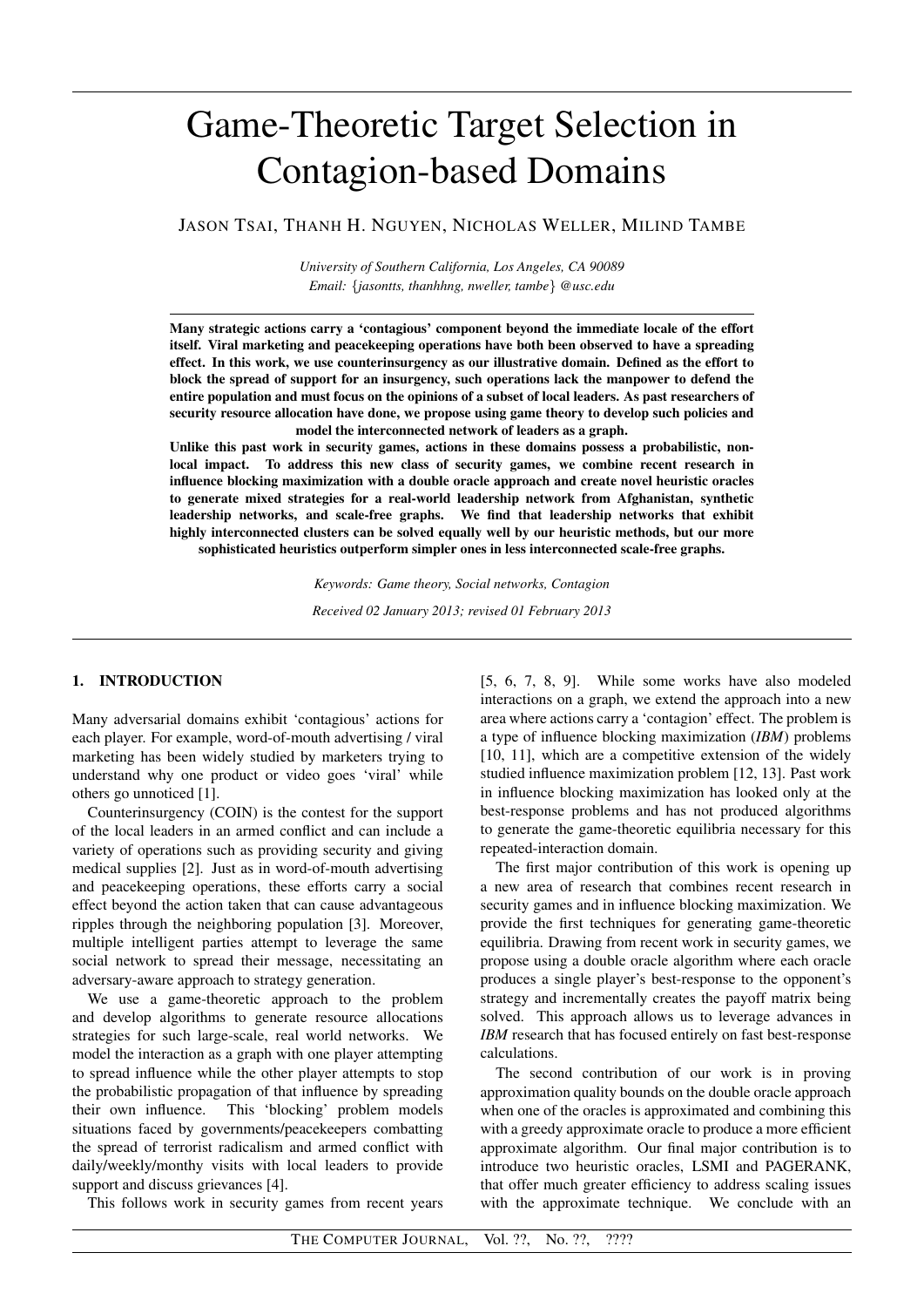# Game-Theoretic Target Selection in Contagion-based Domains

JASON TSAI, THANH H. NGUYEN, NICHOLAS WELLER, MILIND TAMBE

*University of Southern California, Los Angeles, CA 90089*
*Email: {jasontts, thanhhng, nweller, tambe} @usc.edu*

**Many strategic actions carry a 'contagious' component beyond the immediate locale of the effort itself. Viral marketing and peacekeeping operations have both been observed to have a spreading effect. In this work, we use counterinsurgency as our illustrative domain. Defined as the effort to block the spread of support for an insurgency, such operations lack the manpower to defend the entire population and must focus on the opinions of a subset of local leaders. As past researchers of security resource allocation have done, we propose using game theory to develop such policies and model the interconnected network of leaders as a graph.**

**Unlike this past work in security games, actions in these domains possess a probabilistic, non-local impact. To address this new class of security games, we combine recent research in influence blocking maximization with a double oracle approach and create novel heuristic oracles to generate mixed strategies for a real-world leadership network from Afghanistan, synthetic leadership networks, and scale-free graphs. We find that leadership networks that exhibit highly interconnected clusters can be solved equally well by our heuristic methods, but our more sophisticated heuristics outperform simpler ones in less interconnected scale-free graphs.**

*Keywords: Game theory, Social networks, Contagion*

*Received 02 January 2013; revised 01 February 2013*

## 1. INTRODUCTION

Many adversarial domains exhibit 'contagious' actions for each player. For example, word-of-mouth advertising / viral marketing has been widely studied by marketers trying to understand why one product or video goes 'viral' while others go unnoticed [1].

Counterinsurgency (COIN) is the contest for the support of the local leaders in an armed conflict and can include a variety of operations such as providing security and giving medical supplies [2]. Just as in word-of-mouth advertising and peacekeeping operations, these efforts carry a social effect beyond the action taken that can cause advantageous ripples through the neighboring population [3]. Moreover, multiple intelligent parties attempt to leverage the same social network to spread their message, necessitating an adversary-aware approach to strategy generation.

We use a game-theoretic approach to the problem and develop algorithms to generate resource allocations strategies for such large-scale, real world networks. We model the interaction as a graph with one player attempting to spread influence while the other player attempts to stop the probabilistic propagation of that influence by spreading their own influence. This 'blocking' problem models situations faced by governments/peacekeepers combatting the spread of terrorist radicalism and armed conflict with daily/weekly/monthy visits with local leaders to provide support and discuss grievances [4].

This follows work in security games from recent years [5, 6, 7, 8, 9]. While some works have also modeled interactions on a graph, we extend the approach into a new area where actions carry a 'contagion' effect. The problem is a type of influence blocking maximization (*IBM*) problems [10, 11], which are a competitive extension of the widely studied influence maximization problem [12, 13]. Past work in influence blocking maximization has looked only at the best-response problems and has not produced algorithms to generate the game-theoretic equilibria necessary for this repeated-interaction domain.

The first major contribution of this work is opening up a new area of research that combines recent research in security games and in influence blocking maximization. We provide the first techniques for generating game-theoretic equilibria. Drawing from recent work in security games, we propose using a double oracle algorithm where each oracle produces a single player's best-response to the opponent's strategy and incrementally creates the payoff matrix being solved. This approach allows us to leverage advances in *IBM* research that has focused entirely on fast best-response calculations.

The second contribution of our work is in proving approximation quality bounds on the double oracle approach when one of the oracles is approximated and combining this with a greedy approximate oracle to produce a more efficient approximate algorithm. Our final major contribution is to introduce two heuristic oracles, LSMI and PAGERANK, that offer much greater efficiency to address scaling issues with the approximate technique. We conclude with an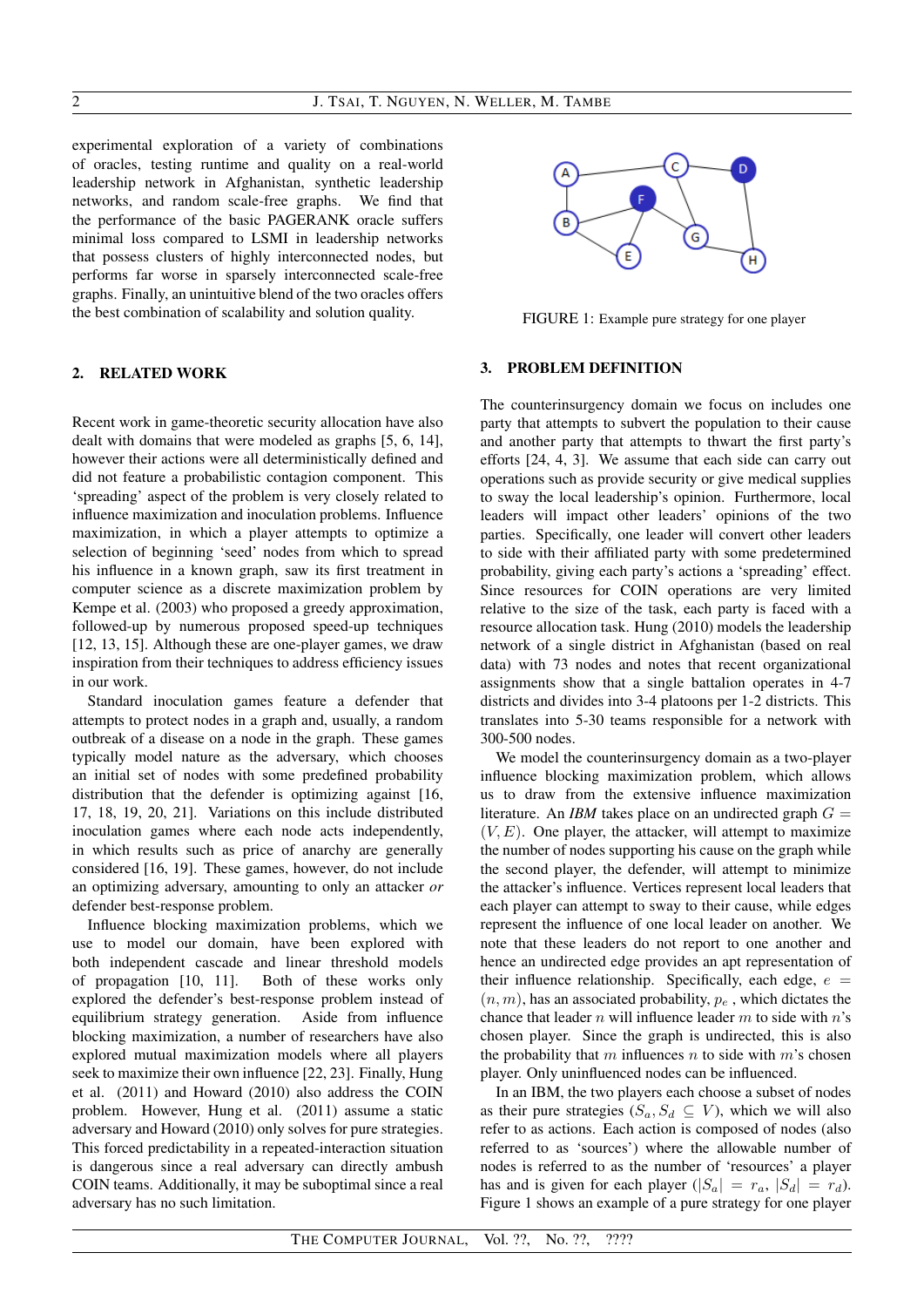experimental exploration of a variety of combinations of oracles, testing runtime and quality on a real-world leadership network in Afghanistan, synthetic leadership networks, and random scale-free graphs. We find that the performance of the basic PAGERANK oracle suffers minimal loss compared to LSMI in leadership networks that possess clusters of highly interconnected nodes, but performs far worse in sparsely interconnected scale-free graphs. Finally, an unintuitive blend of the two oracles offers the best combination of scalability and solution quality.

## 2. RELATED WORK

Recent work in game-theoretic security allocation have also dealt with domains that were modeled as graphs [5, 6, 14], however their actions were all deterministically defined and did not feature a probabilistic contagion component. This 'spreading' aspect of the problem is very closely related to influence maximization and inoculation problems. Influence maximization, in which a player attempts to optimize a selection of beginning 'seed' nodes from which to spread his influence in a known graph, saw its first treatment in computer science as a discrete maximization problem by Kempe et al. (2003) who proposed a greedy approximation, followed-up by numerous proposed speed-up techniques [12, 13, 15]. Although these are one-player games, we draw inspiration from their techniques to address efficiency issues in our work.

Standard inoculation games feature a defender that attempts to protect nodes in a graph and, usually, a random outbreak of a disease on a node in the graph. These games typically model nature as the adversary, which chooses an initial set of nodes with some predefined probability distribution that the defender is optimizing against [16, 17, 18, 19, 20, 21]. Variations on this include distributed inoculation games where each node acts independently, in which results such as price of anarchy are generally considered [16, 19]. These games, however, do not include an optimizing adversary, amounting to only an attacker *or* defender best-response problem.

Influence blocking maximization problems, which we use to model our domain, have been explored with both independent cascade and linear threshold models of propagation [10, 11]. Both of these works only explored the defender's best-response problem instead of equilibrium strategy generation. Aside from influence blocking maximization, a number of researchers have also explored mutual maximization models where all players seek to maximize their own influence [22, 23]. Finally, Hung et al. (2011) and Howard (2010) also address the COIN problem. However, Hung et al. (2011) assume a static adversary and Howard (2010) only solves for pure strategies. This forced predictability in a repeated-interaction situation is dangerous since a real adversary can directly ambush COIN teams. Additionally, it may be suboptimal since a real adversary has no such limitation.

FIGURE 1: Example pure strategy for one player

## 3. PROBLEM DEFINITION

The counterinsurgency domain we focus on includes one party that attempts to subvert the population to their cause and another party that attempts to thwart the first party's efforts [24, 4, 3]. We assume that each side can carry out operations such as provide security or give medical supplies to sway the local leadership's opinion. Furthermore, local leaders will impact other leaders' opinions of the two parties. Specifically, one leader will convert other leaders to side with their affiliated party with some predetermined probability, giving each party's actions a 'spreading' effect. Since resources for COIN operations are very limited relative to the size of the task, each party is faced with a resource allocation task. Hung (2010) models the leadership network of a single district in Afghanistan (based on real data) with 73 nodes and notes that recent organizational assignments show that a single battalion operates in 4-7 districts and divides into 3-4 platoons per 1-2 districts. This translates into 5-30 teams responsible for a network with 300-500 nodes.

We model the counterinsurgency domain as a two-player influence blocking maximization problem, which allows us to draw from the extensive influence maximization literature. An *IBM* takes place on an undirected graph $G = (V, E)$. One player, the attacker, will attempt to maximize the number of nodes supporting his cause on the graph while the second player, the defender, will attempt to minimize the attacker's influence. Vertices represent local leaders that each player can attempt to sway to their cause, while edges represent the influence of one local leader on another. We note that these leaders do not report to one another and hence an undirected edge provides an apt representation of their influence relationship. Specifically, each edge, $e = (n, m)$, has an associated probability, $p_e$ , which dictates the chance that leader $n$ will influence leader $m$ to side with $n$'s chosen player. Since the graph is undirected, this is also the probability that $m$ influences $n$ to side with $m$'s chosen player. Only uninfluenced nodes can be influenced.

In an IBM, the two players each choose a subset of nodes as their pure strategies ($S_a, S_d \subseteq V$), which we will also refer to as actions. Each action is composed of nodes (also referred to as 'sources') where the allowable number of nodes is referred to as the number of 'resources' a player has and is given for each player ($|S_a| = r_a$, $|S_d| = r_d$). Figure 1 shows an example of a pure strategy for one player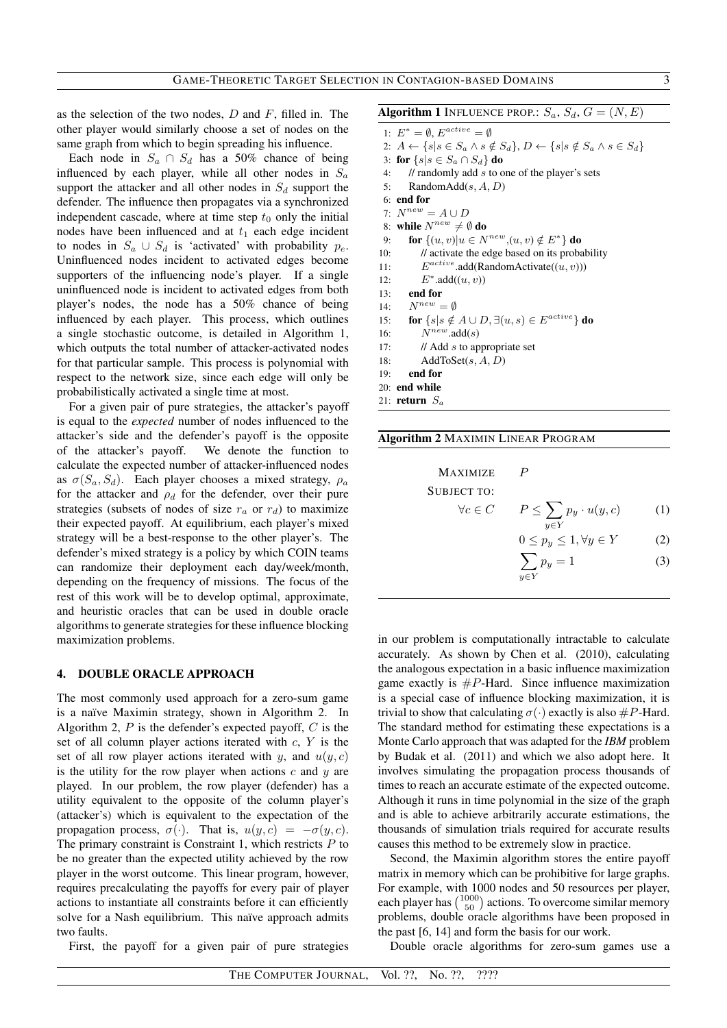as the selection of the two nodes, $D$ and $F$, filled in. The other player would similarly choose a set of nodes on the same graph from which to begin spreading his influence.

Each node in $S_a \cap S_d$ has a 50% chance of being influenced by each player, while all other nodes in $S_a$ support the attacker and all other nodes in $S_d$ support the defender. The influence then propagates via a synchronized independent cascade, where at time step $t_0$ only the initial nodes have been influenced and at $t_1$ each edge incident to nodes in $S_a \cup S_d$ is 'activated' with probability $p_e$. Uninfluenced nodes incident to activated edges become supporters of the influencing node's player. If a single uninfluenced node is incident to activated edges from both player's nodes, the node has a 50% chance of being influenced by each player. This process, which outlines a single stochastic outcome, is detailed in Algorithm 1, which outputs the total number of attacker-activated nodes for that particular sample. This process is polynomial with respect to the network size, since each edge will only be probabilistically activated a single time at most.

For a given pair of pure strategies, the attacker's payoff is equal to the *expected* number of nodes influenced to the attacker's side and the defender's payoff is the opposite of the attacker's payoff. We denote the function to calculate the expected number of attacker-influenced nodes as $\sigma(S_a, S_d)$. Each player chooses a mixed strategy, $\rho_a$ for the attacker and $\rho_d$ for the defender, over their pure strategies (subsets of nodes of size $r_a$ or $r_d$) to maximize their expected payoff. At equilibrium, each player's mixed strategy will be a best-response to the other player's. The defender's mixed strategy is a policy by which COIN teams can randomize their deployment each day/week/month, depending on the frequency of missions. The focus of the rest of this work will be to develop optimal, approximate, and heuristic oracles that can be used in double oracle algorithms to generate strategies for these influence blocking maximization problems.

**Algorithm 1** INFLUENCE PROP.: $S_a$, $S_d$, $G = (N, E)$

```
1: E* = ∅, E^active = ∅
2: A ← {s | s ∈ S_a ∧ s ∉ S_d}, D ← {s | s ∉ S_a ∧ s ∈ S_d}
3: for {s | s ∈ S_a ∩ S_d} do
4:    // randomly add s to one of the player's sets
5:    RandomAdd(s, A, D)
6: end for
7: N^new = A ∪ D
8: while N^new ≠ ∅ do
9:    for {(u, v) | u ∈ N^new, (u, v) ∉ E*} do
10:       // activate the edge based on its probability
11:       E^active.add(RandomActivate((u, v)))
12:       E*.add((u, v))
13:   end for
14:   N^new = ∅
15:   for {s | s ∉ A ∪ D, ∃(u, s) ∈ E^active} do
16:       N^new.add(s)
17:       // Add s to appropriate set
18:       AddToSet(s, A, D)
19:   end for
20: end while
21: return S_a
```

**Algorithm 2** MAXIMIN LINEAR PROGRAM

MAXIMIZE $P$

SUBJECT TO:

$$\forall c \in C \qquad P \leq \sum_{y \in Y} p_y \cdot u(y, c) \qquad (1)$$

$$0 \leq p_y \leq 1, \forall y \in Y \qquad (2)$$

$$\sum_{y \in Y} p_y = 1 \qquad (3)$$

## 4. DOUBLE ORACLE APPROACH

The most commonly used approach for a zero-sum game is a naïve Maximin strategy, shown in Algorithm 2. In Algorithm 2, $P$ is the defender's expected payoff, $C$ is the set of all column player actions iterated with $c$, $Y$ is the set of all row player actions iterated with $y$, and $u(y, c)$ is the utility for the row player when actions $c$ and $y$ are played. In our problem, the row player (defender) has a utility equivalent to the opposite of the column player's (attacker's) which is equivalent to the expectation of the propagation process, $\sigma(\cdot)$. That is, $u(y, c) = -\sigma(y, c)$. The primary constraint is Constraint 1, which restricts $P$ to be no greater than the expected utility achieved by the row player in the worst outcome. This linear program, however, requires precalculating the payoffs for every pair of player actions to instantiate all constraints before it can efficiently solve for a Nash equilibrium. This naïve approach admits two faults.

First, the payoff for a given pair of pure strategies in our problem is computationally intractable to calculate accurately. As shown by Chen et al. (2010), calculating the analogous expectation in a basic influence maximization game exactly is $\#P$-Hard. Since influence maximization is a special case of influence blocking maximization, it is trivial to show that calculating $\sigma(\cdot)$ exactly is also $\#P$-Hard. The standard method for estimating these expectations is a Monte Carlo approach that was adapted for the *IBM* problem by Budak et al. (2011) and which we also adopt here. It involves simulating the propagation process thousands of times to reach an accurate estimate of the expected outcome. Although it runs in time polynomial in the size of the graph and is able to achieve arbitrarily accurate estimations, the thousands of simulation trials required for accurate results causes this method to be extremely slow in practice.

Second, the Maximin algorithm stores the entire payoff matrix in memory which can be prohibitive for large graphs. For example, with 1000 nodes and 50 resources per player, each player has $\binom{1000}{50}$ actions. To overcome similar memory problems, double oracle algorithms have been proposed in the past [6, 14] and form the basis for our work.

Double oracle algorithms for zero-sum games use a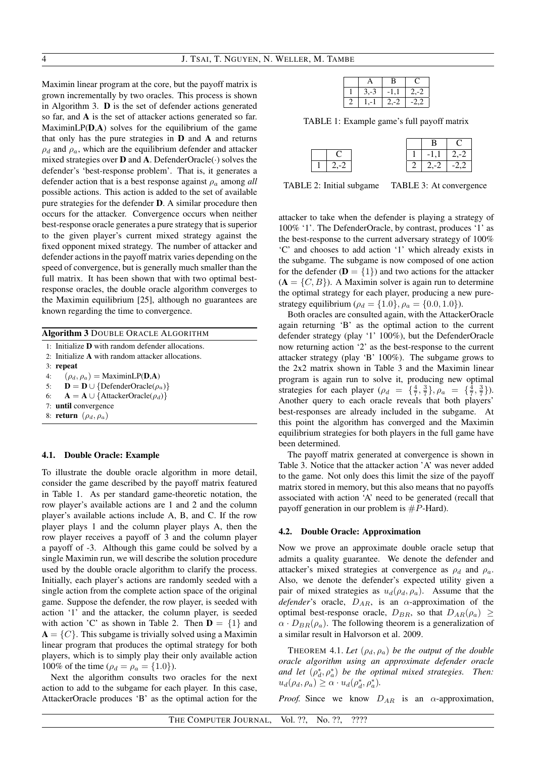Maximin linear program at the core, but the payoff matrix is grown incrementally by two oracles. This process is shown in Algorithm 3. **D** is the set of defender actions generated so far, and **A** is the set of attacker actions generated so far. MaximinLP(**D**,**A**) solves for the equilibrium of the game that only has the pure strategies in **D** and **A** and returns $\rho_d$ and $\rho_a$, which are the equilibrium defender and attacker mixed strategies over **D** and **A**. DefenderOracle($\cdot$) solves the defender's 'best-response problem'. That is, it generates a defender action that is a best response against $\rho_a$ among *all* possible actions. This action is added to the set of available pure strategies for the defender **D**. A similar procedure then occurs for the attacker. Convergence occurs when neither best-response oracle generates a pure strategy that is superior to the given player's current mixed strategy against the fixed opponent mixed strategy. The number of attacker and defender actions in the payoff matrix varies depending on the speed of convergence, but is generally much smaller than the full matrix. It has been shown that with two optimal best-response oracles, the double oracle algorithm converges to the Maximin equilibrium [25], although no guarantees are known regarding the time to convergence.

**Algorithm 3** DOUBLE ORACLE ALGORITHM

```
1: Initialize D with random defender allocations.
2: Initialize A with random attacker allocations.
3: repeat
4:     (ρ_d, ρ_a) = MaximinLP(D,A)
5:     D = D ∪ {DefenderOracle(ρ_a)}
6:     A = A ∪ {AttackerOracle(ρ_d)}
7: until convergence
8: return (ρ_d, ρ_a)
```

### 4.1. Double Oracle: Example

To illustrate the double oracle algorithm in more detail, consider the game described by the payoff matrix featured in Table 1. As per standard game-theoretic notation, the row player's available actions are 1 and 2 and the column player's available actions include A, B, and C. If the row player plays 1 and the column player plays A, then the row player receives a payoff of 3 and the column player a payoff of -3. Although this game could be solved by a single Maximin run, we will describe the solution procedure used by the double oracle algorithm to clarify the process. Initially, each player's actions are randomly seeded with a single action from the complete action space of the original game. Suppose the defender, the row player, is seeded with action '1' and the attacker, the column player, is seeded with action 'C' as shown in Table 2. Then $\mathbf{D} = \{1\}$ and $\mathbf{A} = \{C\}$. This subgame is trivially solved using a Maximin linear program that produces the optimal strategy for both players, which is to simply play their only available action 100% of the time ($\rho_d = \rho_a = \{1.0\}$).

Next the algorithm consults two oracles for the next action to add to the subgame for each player. In this case, AttackerOracle produces 'B' as the optimal action for the attacker to take when the defender is playing a strategy of 100% '1'. The DefenderOracle, by contrast, produces '1' as the best-response to the current adversary strategy of 100% 'C' and chooses to add action '1' which already exists in the subgame. The subgame is now composed of one action for the defender ($\mathbf{D} = \{1\}$) and two actions for the attacker ($\mathbf{A} = \{C, B\}$). A Maximin solver is again run to determine the optimal strategy for each player, producing a new pure-strategy equilibrium ($\rho_d = \{1.0\}, \rho_a = \{0.0, 1.0\}$).

Both oracles are consulted again, with the AttackerOracle again returning 'B' as the optimal action to the current defender strategy (play '1' 100%), but the DefenderOracle now returning action '2' as the best-response to the current attacker strategy (play 'B' 100%). The subgame grows to the 2x2 matrix shown in Table 3 and the Maximin linear program is again run to solve it, producing new optimal strategies for each player ($\rho_d = \{\frac{4}{7}, \frac{3}{7}\}, \rho_a = \{\frac{4}{7}, \frac{3}{7}\}$). Another query to each oracle reveals that both players' best-responses are already included in the subgame. At this point the algorithm has converged and the Maximin equilibrium strategies for both players in the full game have been determined.

The payoff matrix generated at convergence is shown in Table 3. Notice that the attacker action 'A' was never added to the game. Not only does this limit the size of the payoff matrix stored in memory, but this also means that no payoffs associated with action 'A' need to be generated (recall that payoff generation in our problem is $\#P$-Hard).

|   | A | B | C |
|---|---|---|---|
| 1 | 3,-3 | -1,1 | 2,-2 |
| 2 | 1,-1 | 2,-2 | -2,2 |

TABLE 1: Example game's full payoff matrix

|   | C |
|---|---|
| 1 | 2,-2 |

TABLE 2: Initial subgame

|   | B | C |
|---|---|---|
| 1 | -1,1 | 2,-2 |
| 2 | 2,-2 | -2,2 |

TABLE 3: At convergence

### 4.2. Double Oracle: Approximation

Now we prove an approximate double oracle setup that admits a quality guarantee. We denote the defender and attacker's mixed strategies at convergence as $\rho_d$ and $\rho_a$. Also, we denote the defender's expected utility given a pair of mixed strategies as $u_d(\rho_d, \rho_a)$. Assume that the *defender*'s oracle, $D_{AR}$, is an $\alpha$-approximation of the optimal best-response oracle, $D_{BR}$, so that $D_{AR}(\rho_a) \geq \alpha \cdot D_{BR}(\rho_a)$. The following theorem is a generalization of a similar result in Halvorson et al. 2009.

THEOREM 4.1. *Let* $(\rho_d, \rho_a)$ *be the output of the double oracle algorithm using an approximate defender oracle and let* $(\rho_d^*, \rho_a^*)$ *be the optimal mixed strategies. Then:* $u_d(\rho_d, \rho_a) \geq \alpha \cdot u_d(\rho_d^*, \rho_a^*)$.

*Proof.* Since we know $D_{AR}$ is an $\alpha$-approximation,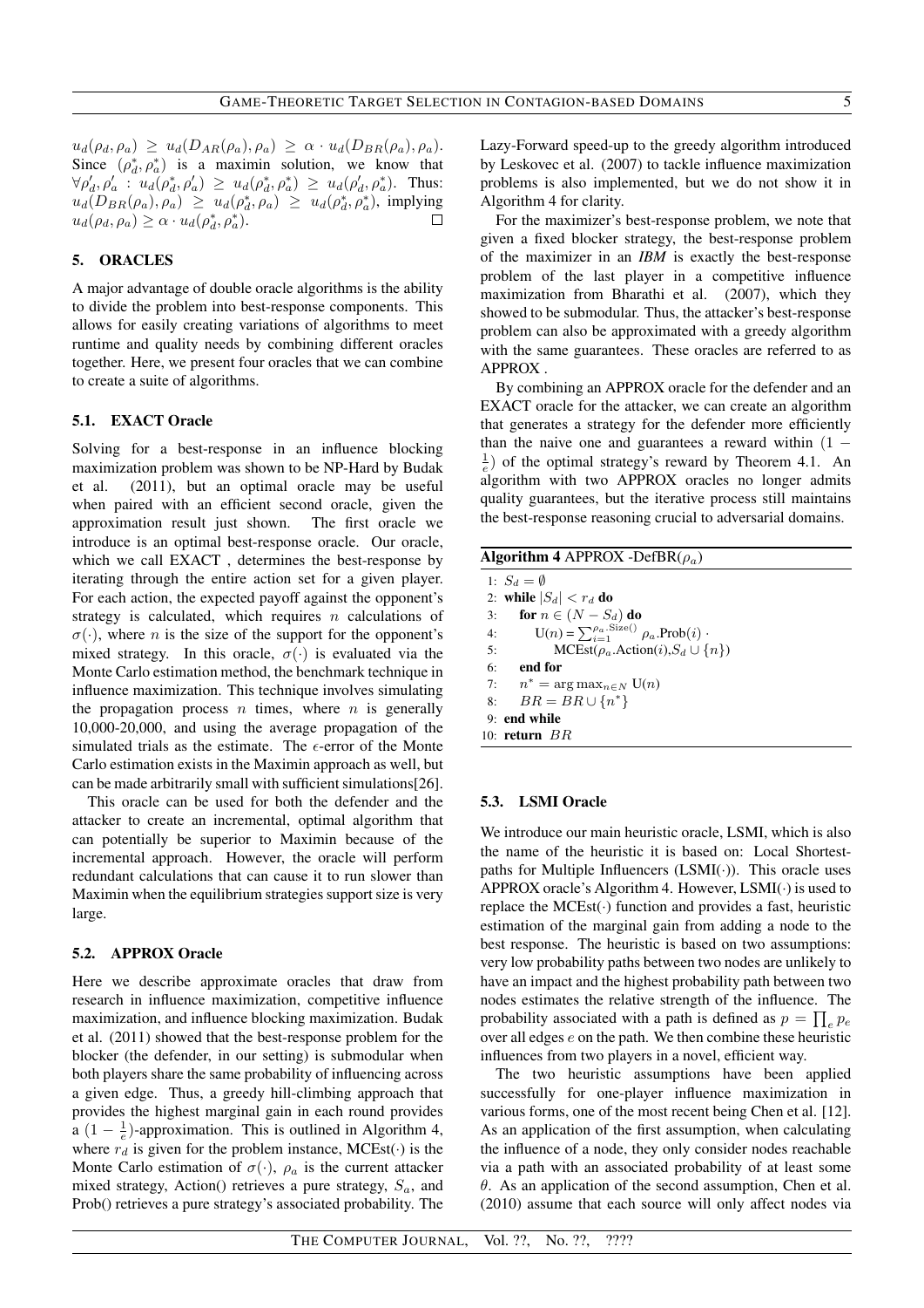$u_d(\rho_d, \rho_a) \geq u_d(D_{AR}(\rho_a), \rho_a) \geq \alpha \cdot u_d(D_{BR}(\rho_a), \rho_a)$. Since $(\rho_d^*, \rho_a^*)$ is a maximin solution, we know that $\forall \rho_d', \rho_a' : u_d(\rho_d^*, \rho_a') \geq u_d(\rho_d^*, \rho_a^*) \geq u_d(\rho_d', \rho_a^*)$. Thus: $u_d(D_{BR}(\rho_a), \rho_a) \geq u_d(\rho_d^*, \rho_a) \geq u_d(\rho_d^*, \rho_a^*)$, implying $u_d(\rho_d, \rho_a) \geq \alpha \cdot u_d(\rho_d^*, \rho_a^*)$. □

## 5. ORACLES

A major advantage of double oracle algorithms is the ability to divide the problem into best-response components. This allows for easily creating variations of algorithms to meet runtime and quality needs by combining different oracles together. Here, we present four oracles that we can combine to create a suite of algorithms.

### 5.1. EXACT Oracle

Solving for a best-response in an influence blocking maximization problem was shown to be NP-Hard by Budak et al. (2011), but an optimal oracle may be useful when paired with an efficient second oracle, given the approximation result just shown. The first oracle we introduce is an optimal best-response oracle. Our oracle, which we call EXACT , determines the best-response by iterating through the entire action set for a given player. For each action, the expected payoff against the opponent's strategy is calculated, which requires $n$ calculations of $\sigma(\cdot)$, where $n$ is the size of the support for the opponent's mixed strategy. In this oracle, $\sigma(\cdot)$ is evaluated via the Monte Carlo estimation method, the benchmark technique in influence maximization. This technique involves simulating the propagation process $n$ times, where $n$ is generally 10,000-20,000, and using the average propagation of the simulated trials as the estimate. The $\epsilon$-error of the Monte Carlo estimation exists in the Maximin approach as well, but can be made arbitrarily small with sufficient simulations[26].

This oracle can be used for both the defender and the attacker to create an incremental, optimal algorithm that can potentially be superior to Maximin because of the incremental approach. However, the oracle will perform redundant calculations that can cause it to run slower than Maximin when the equilibrium strategies support size is very large.

### 5.2. APPROX Oracle

Here we describe approximate oracles that draw from research in influence maximization, competitive influence maximization, and influence blocking maximization. Budak et al. (2011) showed that the best-response problem for the blocker (the defender, in our setting) is submodular when both players share the same probability of influencing across a given edge. Thus, a greedy hill-climbing approach that provides the highest marginal gain in each round provides a $(1 - \frac{1}{e})$-approximation. This is outlined in Algorithm 4, where $r_d$ is given for the problem instance, MCEst($\cdot$) is the Monte Carlo estimation of $\sigma(\cdot)$, $\rho_a$ is the current attacker mixed strategy, Action() retrieves a pure strategy, $S_a$, and Prob() retrieves a pure strategy's associated probability. The Lazy-Forward speed-up to the greedy algorithm introduced by Leskovec et al. (2007) to tackle influence maximization problems is also implemented, but we do not show it in Algorithm 4 for clarity.

For the maximizer's best-response problem, we note that given a fixed blocker strategy, the best-response problem of the maximizer in an *IBM* is exactly the best-response problem of the last player in a competitive influence maximization from Bharathi et al. (2007), which they showed to be submodular. Thus, the attacker's best-response problem can also be approximated with a greedy algorithm with the same guarantees. These oracles are referred to as APPROX .

By combining an APPROX oracle for the defender and an EXACT oracle for the attacker, we can create an algorithm that generates a strategy for the defender more efficiently than the naive one and guarantees a reward within $(1 - \frac{1}{e})$ of the optimal strategy's reward by Theorem 4.1. An algorithm with two APPROX oracles no longer admits quality guarantees, but the iterative process still maintains the best-response reasoning crucial to adversarial domains.

**Algorithm 4** APPROX -DefBR($\rho_a$)

```
1: S_d = ∅
2: while |S_d| < r_d do
3:    for n ∈ (N − S_d) do
4:       U(n) = Σ_{i=1}^{ρ_a.Size()} ρ_a.Prob(i) ·
5:             MCEst(ρ_a.Action(i), S_d ∪ {n})
6:    end for
7:    n* = arg max_{n∈N} U(n)
8:    BR = BR ∪ {n*}
9: end while
10: return BR
```

### 5.3. LSMI Oracle

We introduce our main heuristic oracle, LSMI, which is also the name of the heuristic it is based on: Local Shortest-paths for Multiple Influencers (LSMI($\cdot$)). This oracle uses APPROX oracle's Algorithm 4. However, LSMI($\cdot$) is used to replace the MCEst($\cdot$) function and provides a fast, heuristic estimation of the marginal gain from adding a node to the best response. The heuristic is based on two assumptions: very low probability paths between two nodes are unlikely to have an impact and the highest probability path between two nodes estimates the relative strength of the influence. The probability associated with a path is defined as $p = \prod_e p_e$ over all edges $e$ on the path. We then combine these heuristic influences from two players in a novel, efficient way.

The two heuristic assumptions have been applied successfully for one-player influence maximization in various forms, one of the most recent being Chen et al. [12]. As an application of the first assumption, when calculating the influence of a node, they only consider nodes reachable via a path with an associated probability of at least some $\theta$. As an application of the second assumption, Chen et al. (2010) assume that each source will only affect nodes via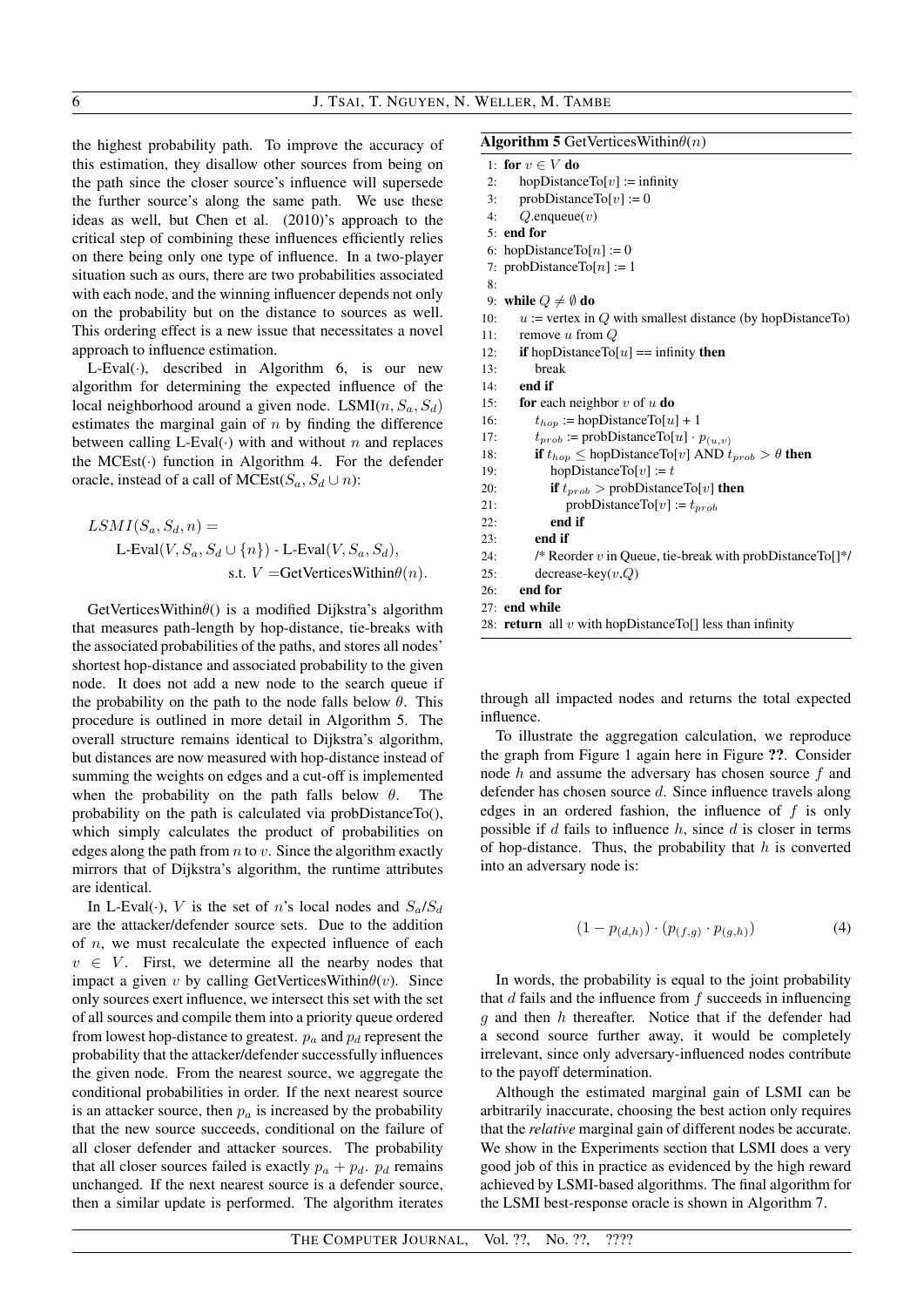the highest probability path. To improve the accuracy of this estimation, they disallow other sources from being on the path since the closer source's influence will supersede the further source's along the same path. We use these ideas as well, but Chen et al. (2010)'s approach to the critical step of combining these influences efficiently relies on there being only one type of influence. In a two-player situation such as ours, there are two probabilities associated with each node, and the winning influencer depends not only on the probability but on the distance to sources as well. This ordering effect is a new issue that necessitates a novel approach to influence estimation.

L-Eval(·), described in Algorithm 6, is our new algorithm for determining the expected influence of the local neighborhood around a given node. LSMI($n, S_a, S_d$) estimates the marginal gain of $n$ by finding the difference between calling L-Eval(·) with and without $n$ and replaces the MCEst(·) function in Algorithm 4. For the defender oracle, instead of a call of MCEst($S_a, S_d \cup n$):

$$LSMI(S_a, S_d, n) = \text{L-Eval}(V, S_a, S_d \cup \{n\}) - \text{L-Eval}(V, S_a, S_d), \quad \text{s.t. } V = \text{GetVerticesWithin}\theta(n).$$

GetVerticesWithin$\theta$() is a modified Dijkstra's algorithm that measures path-length by hop-distance, tie-breaks with the associated probabilities of the paths, and stores all nodes' shortest hop-distance and associated probability to the given node. It does not add a new node to the search queue if the probability on the path to the node falls below $\theta$. This procedure is outlined in more detail in Algorithm 5. The overall structure remains identical to Dijkstra's algorithm, but distances are now measured with hop-distance instead of summing the weights on edges and a cut-off is implemented when the probability on the path falls below $\theta$. The probability on the path is calculated via probDistanceTo(), which simply calculates the product of probabilities on edges along the path from $n$ to $v$. Since the algorithm exactly mirrors that of Dijkstra's algorithm, the runtime attributes are identical.

In L-Eval(·), $V$ is the set of $n$'s local nodes and $S_a$/$S_d$ are the attacker/defender source sets. Due to the addition of $n$, we must recalculate the expected influence of each $v \in V$. First, we determine all the nearby nodes that impact a given $v$ by calling GetVerticesWithin$\theta(v)$. Since only sources exert influence, we intersect this set with the set of all sources and compile them into a priority queue ordered from lowest hop-distance to greatest. $p_a$ and $p_d$ represent the probability that the attacker/defender successfully influences the given node. From the nearest source, we aggregate the conditional probabilities in order. If the next nearest source is an attacker source, then $p_a$ is increased by the probability that the new source succeeds, conditional on the failure of all closer defender and attacker sources. The probability that all closer sources failed is exactly $p_a + p_d$. $p_d$ remains unchanged. If the next nearest source is a defender source, then a similar update is performed. The algorithm iterates through all impacted nodes and returns the total expected influence.

**Algorithm 5** GetVerticesWithin$\theta(n)$

```
1:  for v ∈ V do
2:      hopDistanceTo[v] := infinity
3:      probDistanceTo[v] := 0
4:      Q.enqueue(v)
5:  end for
6:  hopDistanceTo[n] := 0
7:  probDistanceTo[n] := 1
8:
9:  while Q ≠ ∅ do
10:     u := vertex in Q with smallest distance (by hopDistanceTo)
11:     remove u from Q
12:     if hopDistanceTo[u] == infinity then
13:         break
14:     end if
15:     for each neighbor v of u do
16:         t_hop := hopDistanceTo[u] + 1
17:         t_prob := probDistanceTo[u] · p_(u,v)
18:         if t_hop ≤ hopDistanceTo[v] AND t_prob > θ then
19:             hopDistanceTo[v] := t
20:             if t_prob > probDistanceTo[v] then
21:                 probDistanceTo[v] := t_prob
22:             end if
23:         end if
24:         /* Reorder v in Queue, tie-break with probDistanceTo[]*/
25:         decrease-key(v,Q)
26:     end for
27: end while
28: return all v with hopDistanceTo[] less than infinity
```

To illustrate the aggregation calculation, we reproduce the graph from Figure 1 again here in Figure ??. Consider node $h$ and assume the adversary has chosen source $f$ and defender has chosen source $d$. Since influence travels along edges in an ordered fashion, the influence of $f$ is only possible if $d$ fails to influence $h$, since $d$ is closer in terms of hop-distance. Thus, the probability that $h$ is converted into an adversary node is:

$$(1 - p_{(d,h)}) \cdot (p_{(f,g)} \cdot p_{(g,h)}) \tag{4}$$

In words, the probability is equal to the joint probability that $d$ fails and the influence from $f$ succeeds in influencing $g$ and then $h$ thereafter. Notice that if the defender had a second source further away, it would be completely irrelevant, since only adversary-influenced nodes contribute to the payoff determination.

Although the estimated marginal gain of LSMI can be arbitrarily inaccurate, choosing the best action only requires that the *relative* marginal gain of different nodes be accurate. We show in the Experiments section that LSMI does a very good job of this in practice as evidenced by the high reward achieved by LSMI-based algorithms. The final algorithm for the LSMI best-response oracle is shown in Algorithm 7.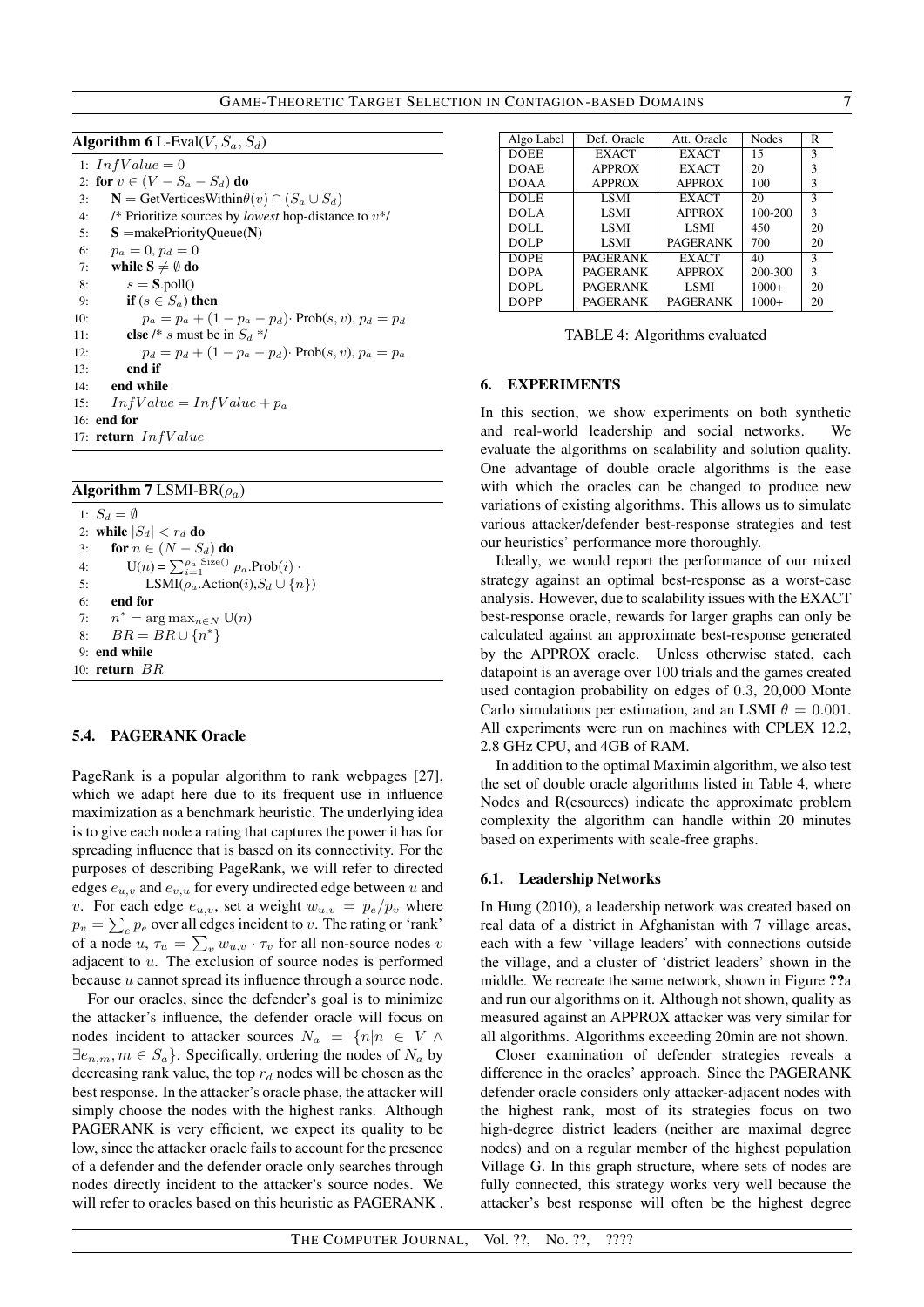**Algorithm 6** L-Eval($V, S_a, S_d$)

```
1: InfValue = 0
2: for v ∈ (V − S_a − S_d) do
3:     N = GetVerticesWithinθ(v) ∩ (S_a ∪ S_d)
4:     /* Prioritize sources by lowest hop-distance to v*/
5:     S = makePriorityQueue(N)
6:     p_a = 0, p_d = 0
7:     while S ≠ ∅ do
8:         s = S.poll()
9:         if (s ∈ S_a) then
10:            p_a = p_a + (1 − p_a − p_d)· Prob(s, v), p_d = p_d
11:        else /* s must be in S_d */
12:            p_d = p_d + (1 − p_a − p_d)· Prob(s, v), p_a = p_a
13:        end if
14:    end while
15:    InfValue = InfValue + p_a
16: end for
17: return InfValue
```

**Algorithm 7** LSMI-BR($\rho_a$)

```
1: S_d = ∅
2: while |S_d| < r_d do
3:     for n ∈ (N − S_d) do
4:         U(n) = Σ_{i=1}^{ρ_a.Size()} ρ_a.Prob(i) ·
5:                LSMI(ρ_a.Action(i), S_d ∪ {n})
6:     end for
7:     n* = arg max_{n∈N} U(n)
8:     BR = BR ∪ {n*}
9: end while
10: return BR
```

### 5.4. PAGERANK Oracle

PageRank is a popular algorithm to rank webpages [27], which we adapt here due to its frequent use in influence maximization as a benchmark heuristic. The underlying idea is to give each node a rating that captures the power it has for spreading influence that is based on its connectivity. For the purposes of describing PageRank, we will refer to directed edges $e_{u,v}$ and $e_{v,u}$ for every undirected edge between $u$ and $v$. For each edge $e_{u,v}$, set a weight $w_{u,v} = p_e/p_v$ where $p_v = \sum_e p_e$ over all edges incident to $v$. The rating or 'rank' of a node $u$, $\tau_u = \sum_v w_{u,v} \cdot \tau_v$ for all non-source nodes $v$ adjacent to $u$. The exclusion of source nodes is performed because $u$ cannot spread its influence through a source node.

For our oracles, since the defender's goal is to minimize the attacker's influence, the defender oracle will focus on nodes incident to attacker sources $N_a = \{n | n \in V \wedge \exists e_{n,m}, m \in S_a\}$. Specifically, ordering the nodes of $N_a$ by decreasing rank value, the top $r_d$ nodes will be chosen as the best response. In the attacker's oracle phase, the attacker will simply choose the nodes with the highest ranks. Although PAGERANK is very efficient, we expect its quality to be low, since the attacker oracle fails to account for the presence of a defender and the defender oracle only searches through nodes directly incident to the attacker's source nodes. We will refer to oracles based on this heuristic as PAGERANK .

| Algo Label | Def. Oracle | Att. Oracle | Nodes | R |
|---|---|---|---|---|
| DOEE | EXACT | EXACT | 15 | 3 |
| DOAE | APPROX | EXACT | 20 | 3 |
| DOAA | APPROX | APPROX | 100 | 3 |
| DOLE | LSMI | EXACT | 20 | 3 |
| DOLA | LSMI | APPROX | 100-200 | 3 |
| DOLL | LSMI | LSMI | 450 | 20 |
| DOLP | LSMI | PAGERANK | 700 | 20 |
| DOPE | PAGERANK | EXACT | 40 | 3 |
| DOPA | PAGERANK | APPROX | 200-300 | 3 |
| DOPL | PAGERANK | LSMI | 1000+ | 20 |
| DOPP | PAGERANK | PAGERANK | 1000+ | 20 |

TABLE 4: Algorithms evaluated

## 6. EXPERIMENTS

In this section, we show experiments on both synthetic and real-world leadership and social networks. We evaluate the algorithms on scalability and solution quality. One advantage of double oracle algorithms is the ease with which the oracles can be changed to produce new variations of existing algorithms. This allows us to simulate various attacker/defender best-response strategies and test our heuristics' performance more thoroughly.

Ideally, we would report the performance of our mixed strategy against an optimal best-response as a worst-case analysis. However, due to scalability issues with the EXACT best-response oracle, rewards for larger graphs can only be calculated against an approximate best-response generated by the APPROX oracle. Unless otherwise stated, each datapoint is an average over 100 trials and the games created used contagion probability on edges of 0.3, 20,000 Monte Carlo simulations per estimation, and an LSMI $\theta = 0.001$. All experiments were run on machines with CPLEX 12.2, 2.8 GHz CPU, and 4GB of RAM.

In addition to the optimal Maximin algorithm, we also test the set of double oracle algorithms listed in Table 4, where Nodes and R(esources) indicate the approximate problem complexity the algorithm can handle within 20 minutes based on experiments with scale-free graphs.

### 6.1. Leadership Networks

In Hung (2010), a leadership network was created based on real data of a district in Afghanistan with 7 village areas, each with a few 'village leaders' with connections outside the village, and a cluster of 'district leaders' shown in the middle. We recreate the same network, shown in Figure **??**a and run our algorithms on it. Although not shown, quality as measured against an APPROX attacker was very similar for all algorithms. Algorithms exceeding 20min are not shown.

Closer examination of defender strategies reveals a difference in the oracles' approach. Since the PAGERANK defender oracle considers only attacker-adjacent nodes with the highest rank, most of its strategies focus on two high-degree district leaders (neither are maximal degree nodes) and on a regular member of the highest population Village G. In this graph structure, where sets of nodes are fully connected, this strategy works very well because the attacker's best response will often be the highest degree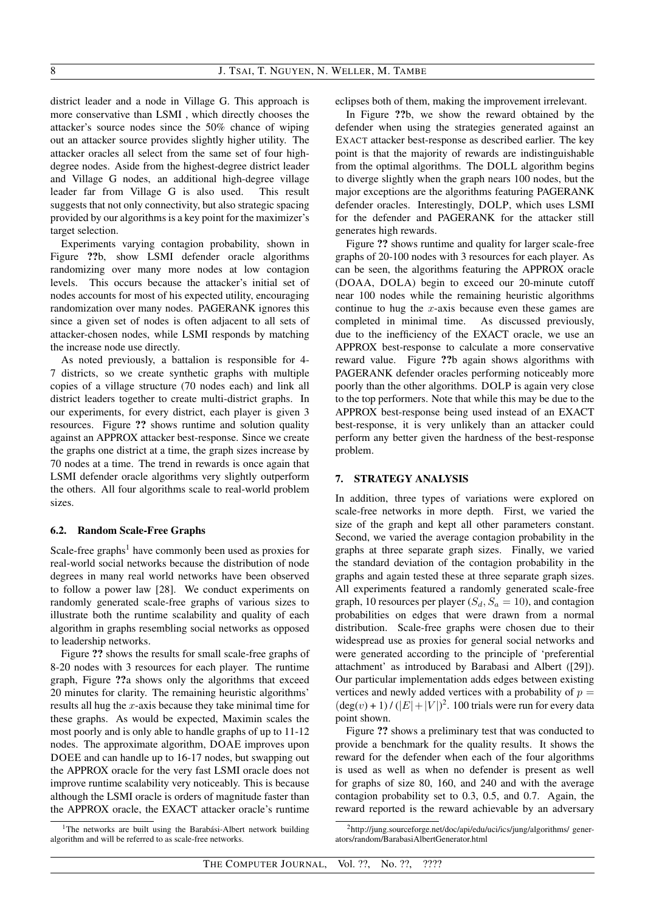district leader and a node in Village G. This approach is more conservative than LSMI , which directly chooses the attacker's source nodes since the 50% chance of wiping out an attacker source provides slightly higher utility. The attacker oracles all select from the same set of four high-degree nodes. Aside from the highest-degree district leader and Village G nodes, an additional high-degree village leader far from Village G is also used. This result suggests that not only connectivity, but also strategic spacing provided by our algorithms is a key point for the maximizer's target selection.

Experiments varying contagion probability, shown in Figure ??b, show LSMI defender oracle algorithms randomizing over many more nodes at low contagion levels. This occurs because the attacker's initial set of nodes accounts for most of his expected utility, encouraging randomization over many nodes. PAGERANK ignores this since a given set of nodes is often adjacent to all sets of attacker-chosen nodes, while LSMI responds by matching the increase node use directly.

As noted previously, a battalion is responsible for 4-7 districts, so we create synthetic graphs with multiple copies of a village structure (70 nodes each) and link all district leaders together to create multi-district graphs. In our experiments, for every district, each player is given 3 resources. Figure ?? shows runtime and solution quality against an APPROX attacker best-response. Since we create the graphs one district at a time, the graph sizes increase by 70 nodes at a time. The trend in rewards is once again that LSMI defender oracle algorithms very slightly outperform the others. All four algorithms scale to real-world problem sizes.

### 6.2. Random Scale-Free Graphs

Scale-free graphs[1] have commonly been used as proxies for real-world social networks because the distribution of node degrees in many real world networks have been observed to follow a power law [28]. We conduct experiments on randomly generated scale-free graphs of various sizes to illustrate both the runtime scalability and quality of each algorithm in graphs resembling social networks as opposed to leadership networks.

Figure ?? shows the results for small scale-free graphs of 8-20 nodes with 3 resources for each player. The runtime graph, Figure ??a shows only the algorithms that exceed 20 minutes for clarity. The remaining heuristic algorithms' results all hug the $x$-axis because they take minimal time for these graphs. As would be expected, Maximin scales the most poorly and is only able to handle graphs of up to 11-12 nodes. The approximate algorithm, DOAE improves upon DOEE and can handle up to 16-17 nodes, but swapping out the APPROX oracle for the very fast LSMI oracle does not improve runtime scalability very noticeably. This is because although the LSMI oracle is orders of magnitude faster than the APPROX oracle, the EXACT attacker oracle's runtime eclipses both of them, making the improvement irrelevant.

In Figure ??b, we show the reward obtained by the defender when using the strategies generated against an EXACT attacker best-response as described earlier. The key point is that the majority of rewards are indistinguishable from the optimal algorithms. The DOLL algorithm begins to diverge slightly when the graph nears 100 nodes, but the major exceptions are the algorithms featuring PAGERANK defender oracles. Interestingly, DOLP, which uses LSMI for the defender and PAGERANK for the attacker still generates high rewards.

Figure ?? shows runtime and quality for larger scale-free graphs of 20-100 nodes with 3 resources for each player. As can be seen, the algorithms featuring the APPROX oracle (DOAA, DOLA) begin to exceed our 20-minute cutoff near 100 nodes while the remaining heuristic algorithms continue to hug the $x$-axis because even these games are completed in minimal time. As discussed previously, due to the inefficiency of the EXACT oracle, we use an APPROX best-response to calculate a more conservative reward value. Figure ??b again shows algorithms with PAGERANK defender oracles performing noticeably more poorly than the other algorithms. DOLP is again very close to the top performers. Note that while this may be due to the APPROX best-response being used instead of an EXACT best-response, it is very unlikely than an attacker could perform any better given the hardness of the best-response problem.

## 7. STRATEGY ANALYSIS

In addition, three types of variations were explored on scale-free networks in more depth. First, we varied the size of the graph and kept all other parameters constant. Second, we varied the average contagion probability in the graphs at three separate graph sizes. Finally, we varied the standard deviation of the contagion probability in the graphs and again tested these at three separate graph sizes. All experiments featured a randomly generated scale-free graph, 10 resources per player ($S_d, S_a = 10$), and contagion probabilities on edges that were drawn from a normal distribution. Scale-free graphs were chosen due to their widespread use as proxies for general social networks and were generated according to the principle of 'preferential attachment' as introduced by Barabasi and Albert ([29]). Our particular implementation adds edges between existing vertices and newly added vertices with a probability of $p = (\deg(v) + 1) / (|E| + |V|)^2$. 100 trials were run for every data point shown.

Figure ?? shows a preliminary test that was conducted to provide a benchmark for the quality results. It shows the reward for the defender when each of the four algorithms is used as well as when no defender is present as well for graphs of size 80, 160, and 240 and with the average contagion probability set to 0.3, 0.5, and 0.7. Again, the reward reported is the reward achievable by an adversary

[1]The networks are built using the Barabási-Albert network building algorithm and will be referred to as scale-free networks.

[2]http://jung.sourceforge.net/doc/api/edu/uci/ics/jung/algorithms/generators/random/BarabasiAlbertGenerator.html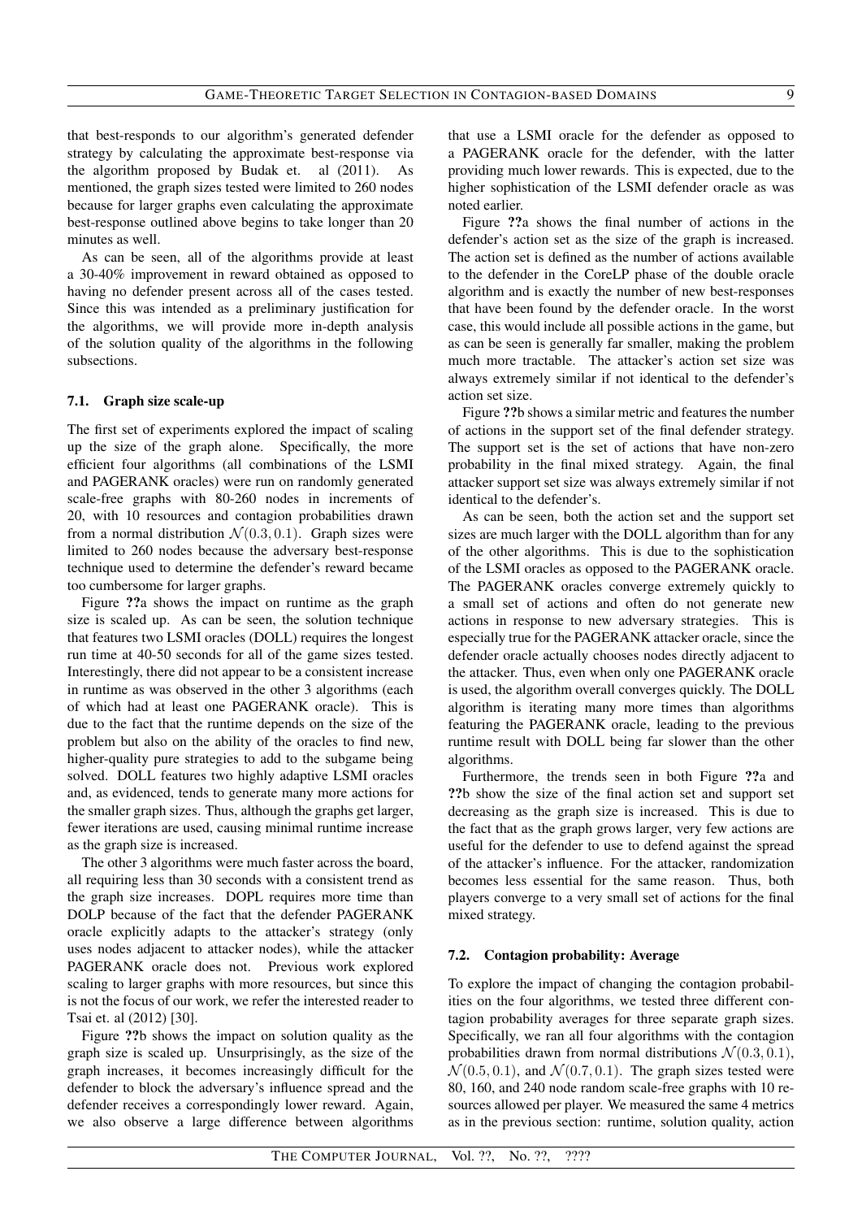that best-responds to our algorithm's generated defender strategy by calculating the approximate best-response via the algorithm proposed by Budak et. al (2011). As mentioned, the graph sizes tested were limited to 260 nodes because for larger graphs even calculating the approximate best-response outlined above begins to take longer than 20 minutes as well.

As can be seen, all of the algorithms provide at least a 30-40% improvement in reward obtained as opposed to having no defender present across all of the cases tested. Since this was intended as a preliminary justification for the algorithms, we will provide more in-depth analysis of the solution quality of the algorithms in the following subsections.

### 7.1. Graph size scale-up

The first set of experiments explored the impact of scaling up the size of the graph alone. Specifically, the more efficient four algorithms (all combinations of the LSMI and PAGERANK oracles) were run on randomly generated scale-free graphs with 80-260 nodes in increments of 20, with 10 resources and contagion probabilities drawn from a normal distribution $\mathcal{N}(0.3, 0.1)$. Graph sizes were limited to 260 nodes because the adversary best-response technique used to determine the defender's reward became too cumbersome for larger graphs.

Figure **??**a shows the impact on runtime as the graph size is scaled up. As can be seen, the solution technique that features two LSMI oracles (DOLL) requires the longest run time at 40-50 seconds for all of the game sizes tested. Interestingly, there did not appear to be a consistent increase in runtime as was observed in the other 3 algorithms (each of which had at least one PAGERANK oracle). This is due to the fact that the runtime depends on the size of the problem but also on the ability of the oracles to find new, higher-quality pure strategies to add to the subgame being solved. DOLL features two highly adaptive LSMI oracles and, as evidenced, tends to generate many more actions for the smaller graph sizes. Thus, although the graphs get larger, fewer iterations are used, causing minimal runtime increase as the graph size is increased.

The other 3 algorithms were much faster across the board, all requiring less than 30 seconds with a consistent trend as the graph size increases. DOPL requires more time than DOLP because of the fact that the defender PAGERANK oracle explicitly adapts to the attacker's strategy (only uses nodes adjacent to attacker nodes), while the attacker PAGERANK oracle does not. Previous work explored scaling to larger graphs with more resources, but since this is not the focus of our work, we refer the interested reader to Tsai et. al (2012) [30].

Figure **??**b shows the impact on solution quality as the graph size is scaled up. Unsurprisingly, as the size of the graph increases, it becomes increasingly difficult for the defender to block the adversary's influence spread and the defender receives a correspondingly lower reward. Again, we also observe a large difference between algorithms that use a LSMI oracle for the defender as opposed to a PAGERANK oracle for the defender, with the latter providing much lower rewards. This is expected, due to the higher sophistication of the LSMI defender oracle as was noted earlier.

Figure **??**a shows the final number of actions in the defender's action set as the size of the graph is increased. The action set is defined as the number of actions available to the defender in the CoreLP phase of the double oracle algorithm and is exactly the number of new best-responses that have been found by the defender oracle. In the worst case, this would include all possible actions in the game, but as can be seen is generally far smaller, making the problem much more tractable. The attacker's action set size was always extremely similar if not identical to the defender's action set size.

Figure **??**b shows a similar metric and features the number of actions in the support set of the final defender strategy. The support set is the set of actions that have non-zero probability in the final mixed strategy. Again, the final attacker support set size was always extremely similar if not identical to the defender's.

As can be seen, both the action set and the support set sizes are much larger with the DOLL algorithm than for any of the other algorithms. This is due to the sophistication of the LSMI oracles as opposed to the PAGERANK oracle. The PAGERANK oracles converge extremely quickly to a small set of actions and often do not generate new actions in response to new adversary strategies. This is especially true for the PAGERANK attacker oracle, since the defender oracle actually chooses nodes directly adjacent to the attacker. Thus, even when only one PAGERANK oracle is used, the algorithm overall converges quickly. The DOLL algorithm is iterating many more times than algorithms featuring the PAGERANK oracle, leading to the previous runtime result with DOLL being far slower than the other algorithms.

Furthermore, the trends seen in both Figure **??**a and **??**b show the size of the final action set and support set decreasing as the graph size is increased. This is due to the fact that as the graph grows larger, very few actions are useful for the defender to use to defend against the spread of the attacker's influence. For the attacker, randomization becomes less essential for the same reason. Thus, both players converge to a very small set of actions for the final mixed strategy.

### 7.2. Contagion probability: Average

To explore the impact of changing the contagion probabilities on the four algorithms, we tested three different contagion probability averages for three separate graph sizes. Specifically, we ran all four algorithms with the contagion probabilities drawn from normal distributions $\mathcal{N}(0.3, 0.1)$, $\mathcal{N}(0.5, 0.1)$, and $\mathcal{N}(0.7, 0.1)$. The graph sizes tested were 80, 160, and 240 node random scale-free graphs with 10 resources allowed per player. We measured the same 4 metrics as in the previous section: runtime, solution quality, action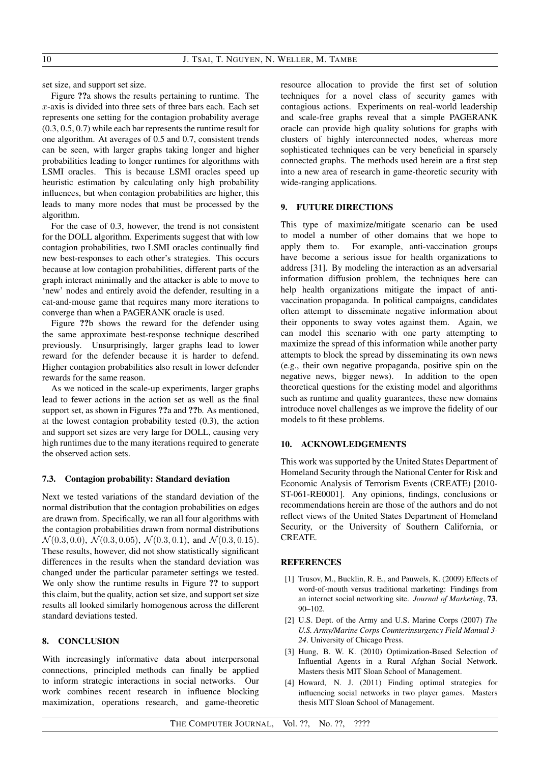set size, and support set size.

Figure ??a shows the results pertaining to runtime. The $x$-axis is divided into three sets of three bars each. Each set represents one setting for the contagion probability average (0.3, 0.5, 0.7) while each bar represents the runtime result for one algorithm. At averages of 0.5 and 0.7, consistent trends can be seen, with larger graphs taking longer and higher probabilities leading to longer runtimes for algorithms with LSMI oracles. This is because LSMI oracles speed up heuristic estimation by calculating only high probability influences, but when contagion probabilities are higher, this leads to many more nodes that must be processed by the algorithm.

For the case of 0.3, however, the trend is not consistent for the DOLL algorithm. Experiments suggest that with low contagion probabilities, two LSMI oracles continually find new best-responses to each other's strategies. This occurs because at low contagion probabilities, different parts of the graph interact minimally and the attacker is able to move to 'new' nodes and entirely avoid the defender, resulting in a cat-and-mouse game that requires many more iterations to converge than when a PAGERANK oracle is used.

Figure ??b shows the reward for the defender using the same approximate best-response technique described previously. Unsurprisingly, larger graphs lead to lower reward for the defender because it is harder to defend. Higher contagion probabilities also result in lower defender rewards for the same reason.

As we noticed in the scale-up experiments, larger graphs lead to fewer actions in the action set as well as the final support set, as shown in Figures ??a and ??b. As mentioned, at the lowest contagion probability tested (0.3), the action and support set sizes are very large for DOLL, causing very high runtimes due to the many iterations required to generate the observed action sets.

### 7.3. Contagion probability: Standard deviation

Next we tested variations of the standard deviation of the normal distribution that the contagion probabilities on edges are drawn from. Specifically, we ran all four algorithms with the contagion probabilities drawn from normal distributions $\mathcal{N}(0.3, 0.0)$, $\mathcal{N}(0.3, 0.05)$, $\mathcal{N}(0.3, 0.1)$, and $\mathcal{N}(0.3, 0.15)$. These results, however, did not show statistically significant differences in the results when the standard deviation was changed under the particular parameter settings we tested. We only show the runtime results in Figure ?? to support this claim, but the quality, action set size, and support set size results all looked similarly homogenous across the different standard deviations tested.

## 8. CONCLUSION

With increasingly informative data about interpersonal connections, principled methods can finally be applied to inform strategic interactions in social networks. Our work combines recent research in influence blocking maximization, operations research, and game-theoretic resource allocation to provide the first set of solution techniques for a novel class of security games with contagious actions. Experiments on real-world leadership and scale-free graphs reveal that a simple PAGERANK oracle can provide high quality solutions for graphs with clusters of highly interconnected nodes, whereas more sophisticated techniques can be very beneficial in sparsely connected graphs. The methods used herein are a first step into a new area of research in game-theoretic security with wide-ranging applications.

## 9. FUTURE DIRECTIONS

This type of maximize/mitigate scenario can be used to model a number of other domains that we hope to apply them to. For example, anti-vaccination groups have become a serious issue for health organizations to address [31]. By modeling the interaction as an adversarial information diffusion problem, the techniques here can help health organizations mitigate the impact of anti-vaccination propaganda. In political campaigns, candidates often attempt to disseminate negative information about their opponents to sway votes against them. Again, we can model this scenario with one party attempting to maximize the spread of this information while another party attempts to block the spread by disseminating its own news (e.g., their own negative propaganda, positive spin on the negative news, bigger news). In addition to the open theoretical questions for the existing model and algorithms such as runtime and quality guarantees, these new domains introduce novel challenges as we improve the fidelity of our models to fit these problems.

## 10. ACKNOWLEDGEMENTS

This work was supported by the United States Department of Homeland Security through the National Center for Risk and Economic Analysis of Terrorism Events (CREATE) [2010-ST-061-RE0001]. Any opinions, findings, conclusions or recommendations herein are those of the authors and do not reflect views of the United States Department of Homeland Security, or the University of Southern California, or CREATE.

## REFERENCES

[1] Trusov, M., Bucklin, R. E., and Pauwels, K. (2009) Effects of word-of-mouth versus traditional marketing: Findings from an internet social networking site. *Journal of Marketing*, **73**, 90–102.

[2] U.S. Dept. of the Army and U.S. Marine Corps (2007) *The U.S. Army/Marine Corps Counterinsurgency Field Manual 3-24*. University of Chicago Press.

[3] Hung, B. W. K. (2010) Optimization-Based Selection of Influential Agents in a Rural Afghan Social Network. Masters thesis MIT Sloan School of Management.

[4] Howard, N. J. (2011) Finding optimal strategies for influencing social networks in two player games. Masters thesis MIT Sloan School of Management.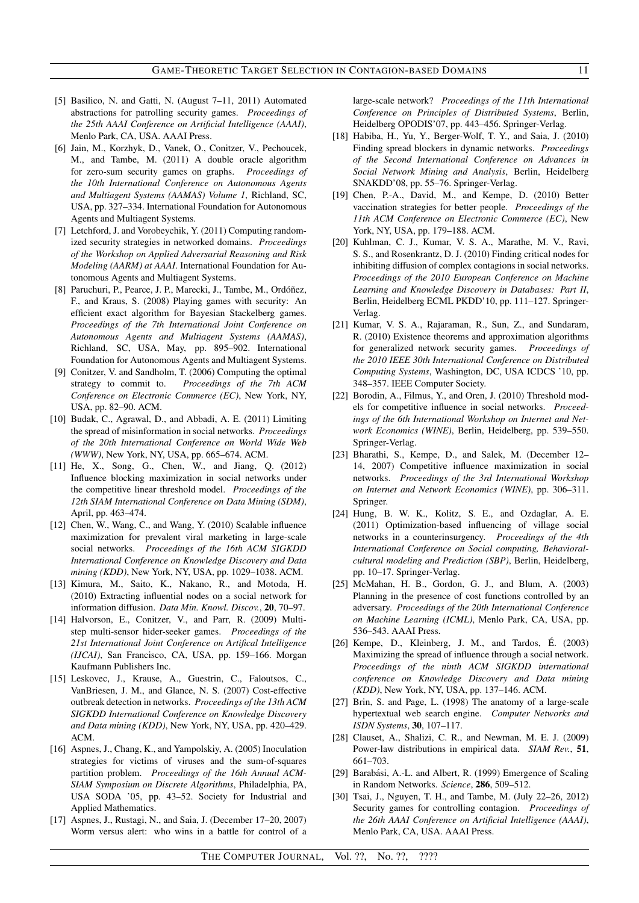[5] Basilico, N. and Gatti, N. (August 7–11, 2011) Automated abstractions for patrolling security games. *Proceedings of the 25th AAAI Conference on Artificial Intelligence (AAAI)*, Menlo Park, CA, USA. AAAI Press.

[6] Jain, M., Korzhyk, D., Vanek, O., Conitzer, V., Pechoucek, M., and Tambe, M. (2011) A double oracle algorithm for zero-sum security games on graphs. *Proceedings of the 10th International Conference on Autonomous Agents and Multiagent Systems (AAMAS) Volume 1*, Richland, SC, USA, pp. 327–334. International Foundation for Autonomous Agents and Multiagent Systems.

[7] Letchford, J. and Vorobeychik, Y. (2011) Computing randomized security strategies in networked domains. *Proceedings of the Workshop on Applied Adversarial Reasoning and Risk Modeling (AARM) at AAAI*. International Foundation for Autonomous Agents and Multiagent Systems.

[8] Paruchuri, P., Pearce, J. P., Marecki, J., Tambe, M., Ordóñez, F., and Kraus, S. (2008) Playing games with security: An efficient exact algorithm for Bayesian Stackelberg games. *Proceedings of the 7th International Joint Conference on Autonomous Agents and Multiagent Systems (AAMAS)*, Richland, SC, USA, May, pp. 895–902. International Foundation for Autonomous Agents and Multiagent Systems.

[9] Conitzer, V. and Sandholm, T. (2006) Computing the optimal strategy to commit to. *Proceedings of the 7th ACM Conference on Electronic Commerce (EC)*, New York, NY, USA, pp. 82–90. ACM.

[10] Budak, C., Agrawal, D., and Abbadi, A. E. (2011) Limiting the spread of misinformation in social networks. *Proceedings of the 20th International Conference on World Wide Web (WWW)*, New York, NY, USA, pp. 665–674. ACM.

[11] He, X., Song, G., Chen, W., and Jiang, Q. (2012) Influence blocking maximization in social networks under the competitive linear threshold model. *Proceedings of the 12th SIAM International Conference on Data Mining (SDM)*, April, pp. 463–474.

[12] Chen, W., Wang, C., and Wang, Y. (2010) Scalable influence maximization for prevalent viral marketing in large-scale social networks. *Proceedings of the 16th ACM SIGKDD International Conference on Knowledge Discovery and Data mining (KDD)*, New York, NY, USA, pp. 1029–1038. ACM.

[13] Kimura, M., Saito, K., Nakano, R., and Motoda, H. (2010) Extracting influential nodes on a social network for information diffusion. *Data Min. Knowl. Discov.*, **20**, 70–97.

[14] Halvorson, E., Conitzer, V., and Parr, R. (2009) Multi-step multi-sensor hider-seeker games. *Proceedings of the 21st International Joint Conference on Artifical Intelligence (IJCAI)*, San Francisco, CA, USA, pp. 159–166. Morgan Kaufmann Publishers Inc.

[15] Leskovec, J., Krause, A., Guestrin, C., Faloutsos, C., VanBriesen, J. M., and Glance, N. S. (2007) Cost-effective outbreak detection in networks. *Proceedings of the 13th ACM SIGKDD International Conference on Knowledge Discovery and Data mining (KDD)*, New York, NY, USA, pp. 420–429. ACM.

[16] Aspnes, J., Chang, K., and Yampolskiy, A. (2005) Inoculation strategies for victims of viruses and the sum-of-squares partition problem. *Proceedings of the 16th Annual ACM-SIAM Symposium on Discrete Algorithms*, Philadelphia, PA, USA SODA '05, pp. 43–52. Society for Industrial and Applied Mathematics.

[17] Aspnes, J., Rustagi, N., and Saia, J. (December 17–20, 2007) Worm versus alert: who wins in a battle for control of a large-scale network? *Proceedings of the 11th International Conference on Principles of Distributed Systems*, Berlin, Heidelberg OPODIS'07, pp. 443–456. Springer-Verlag.

[18] Habiba, H., Yu, Y., Berger-Wolf, T. Y., and Saia, J. (2010) Finding spread blockers in dynamic networks. *Proceedings of the Second International Conference on Advances in Social Network Mining and Analysis*, Berlin, Heidelberg SNAKDD'08, pp. 55–76. Springer-Verlag.

[19] Chen, P.-A., David, M., and Kempe, D. (2010) Better vaccination strategies for better people. *Proceedings of the 11th ACM Conference on Electronic Commerce (EC)*, New York, NY, USA, pp. 179–188. ACM.

[20] Kuhlman, C. J., Kumar, V. S. A., Marathe, M. V., Ravi, S. S., and Rosenkrantz, D. J. (2010) Finding critical nodes for inhibiting diffusion of complex contagions in social networks. *Proceedings of the 2010 European Conference on Machine Learning and Knowledge Discovery in Databases: Part II*, Berlin, Heidelberg ECML PKDD'10, pp. 111–127. Springer-Verlag.

[21] Kumar, V. S. A., Rajaraman, R., Sun, Z., and Sundaram, R. (2010) Existence theorems and approximation algorithms for generalized network security games. *Proceedings of the 2010 IEEE 30th International Conference on Distributed Computing Systems*, Washington, DC, USA ICDCS '10, pp. 348–357. IEEE Computer Society.

[22] Borodin, A., Filmus, Y., and Oren, J. (2010) Threshold models for competitive influence in social networks. *Proceedings of the 6th International Workshop on Internet and Network Economics (WINE)*, Berlin, Heidelberg, pp. 539–550. Springer-Verlag.

[23] Bharathi, S., Kempe, D., and Salek, M. (December 12–14, 2007) Competitive influence maximization in social networks. *Proceedings of the 3rd International Workshop on Internet and Network Economics (WINE)*, pp. 306–311. Springer.

[24] Hung, B. W. K., Kolitz, S. E., and Ozdaglar, A. E. (2011) Optimization-based influencing of village social networks in a counterinsurgency. *Proceedings of the 4th International Conference on Social computing, Behavioral-cultural modeling and Prediction (SBP)*, Berlin, Heidelberg, pp. 10–17. Springer-Verlag.

[25] McMahan, H. B., Gordon, G. J., and Blum, A. (2003) Planning in the presence of cost functions controlled by an adversary. *Proceedings of the 20th International Conference on Machine Learning (ICML)*, Menlo Park, CA, USA, pp. 536–543. AAAI Press.

[26] Kempe, D., Kleinberg, J. M., and Tardos, É. (2003) Maximizing the spread of influence through a social network. *Proceedings of the ninth ACM SIGKDD international conference on Knowledge Discovery and Data mining (KDD)*, New York, NY, USA, pp. 137–146. ACM.

[27] Brin, S. and Page, L. (1998) The anatomy of a large-scale hypertextual web search engine. *Computer Networks and ISDN Systems*, **30**, 107–117.

[28] Clauset, A., Shalizi, C. R., and Newman, M. E. J. (2009) Power-law distributions in empirical data. *SIAM Rev.*, **51**, 661–703.

[29] Barabási, A.-L. and Albert, R. (1999) Emergence of Scaling in Random Networks. *Science*, **286**, 509–512.

[30] Tsai, J., Nguyen, T. H., and Tambe, M. (July 22–26, 2012) Security games for controlling contagion. *Proceedings of the 26th AAAI Conference on Artificial Intelligence (AAAI)*, Menlo Park, CA, USA. AAAI Press.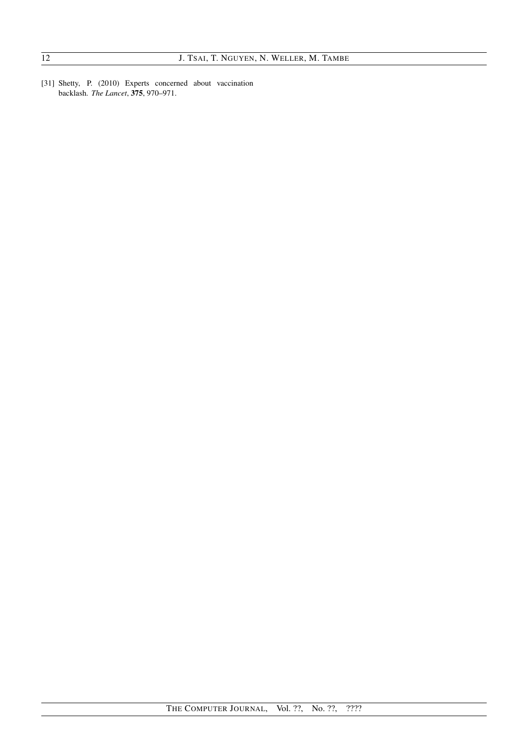[31] Shetty, P. (2010) Experts concerned about vaccination backlash. *The Lancet*, **375**, 970–971.